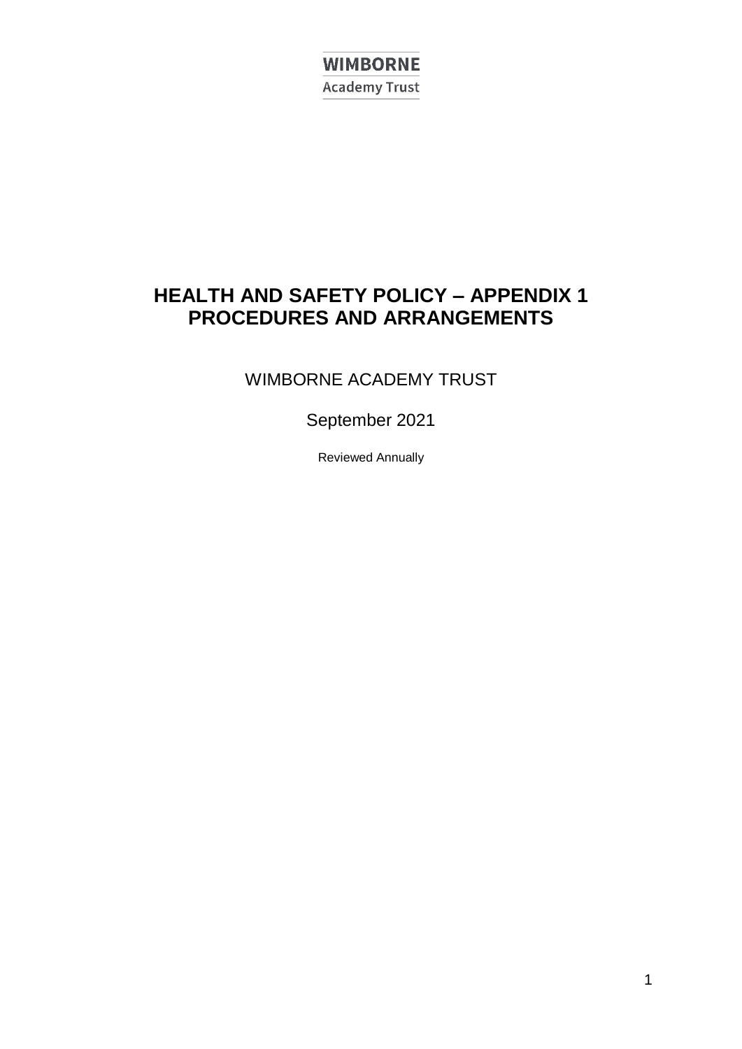**WIMBORNE**
Academy Trust

# HEALTH AND SAFETY POLICY – APPENDIX 1 PROCEDURES AND ARRANGEMENTS

WIMBORNE ACADEMY TRUST

September 2021

Reviewed Annually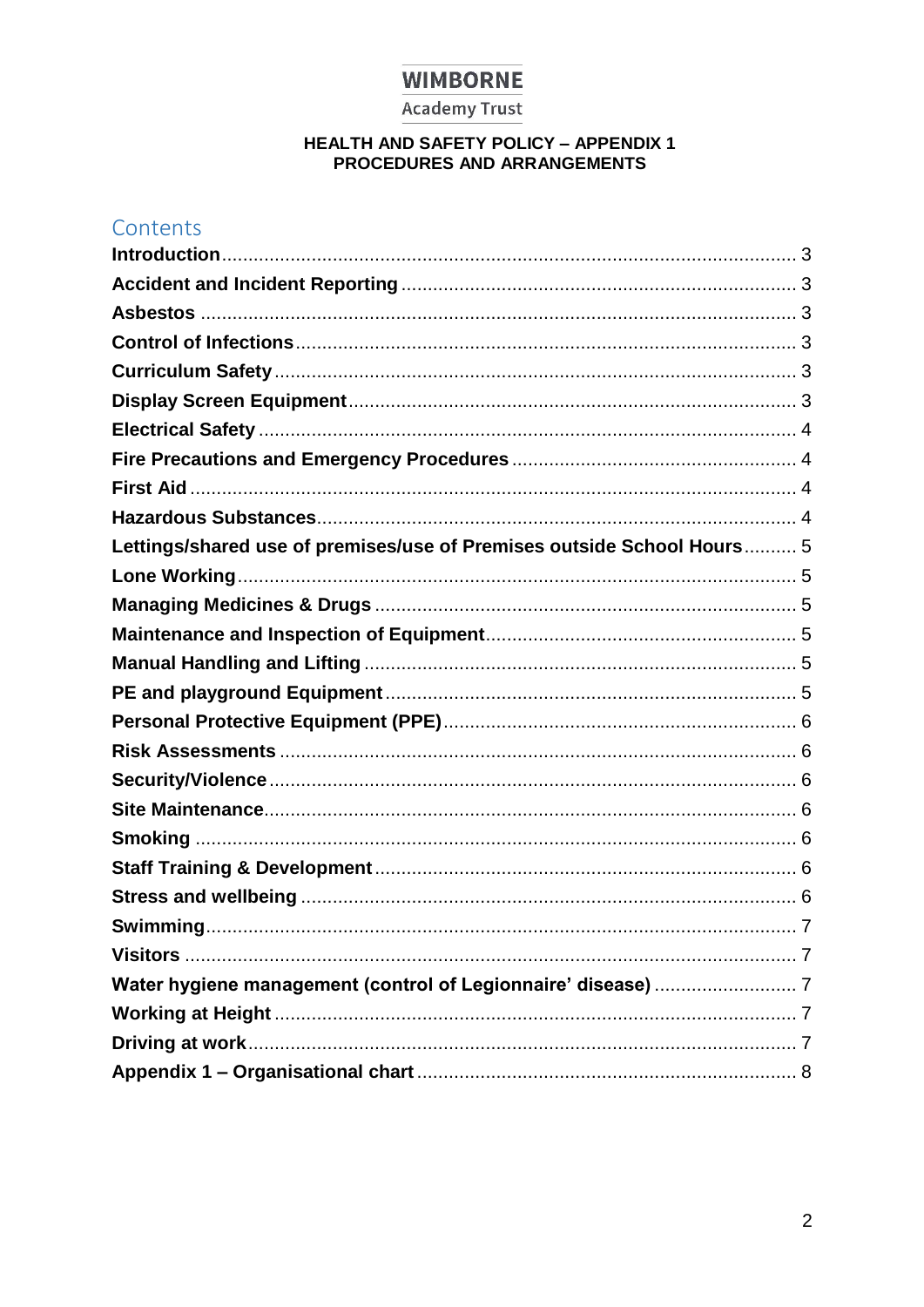**WIMBORNE**

Academy Trust

**HEALTH AND SAFETY POLICY – APPENDIX 1**
**PROCEDURES AND ARRANGEMENTS**

## Contents

**Introduction** ........................................................ 3
**Accident and Incident Reporting** ........................................ 3
**Asbestos** ........................................................ 3
**Control of Infections** ........................................................ 3
**Curriculum Safety** ........................................................ 3
**Display Screen Equipment** ........................................................ 3
**Electrical Safety** ........................................................ 4
**Fire Precautions and Emergency Procedures** ........................................ 4
**First Aid** ........................................................ 4
**Hazardous Substances** ........................................................ 4
**Lettings/shared use of premises/use of Premises outside School Hours** .......... 5
**Lone Working** ........................................................ 5
**Managing Medicines & Drugs** ........................................................ 5
**Maintenance and Inspection of Equipment** ........................................ 5
**Manual Handling and Lifting** ........................................................ 5
**PE and playground Equipment** ........................................................ 5
**Personal Protective Equipment (PPE)** ........................................ 6
**Risk Assessments** ........................................................ 6
**Security/Violence** ........................................................ 6
**Site Maintenance** ........................................................ 6
**Smoking** ........................................................ 6
**Staff Training & Development** ........................................................ 6
**Stress and wellbeing** ........................................................ 6
**Swimming** ........................................................ 7
**Visitors** ........................................................ 7
**Water hygiene management (control of Legionnaire' disease)** .......................... 7
**Working at Height** ........................................................ 7
**Driving at work** ........................................................ 7
**Appendix 1 – Organisational chart** ........................................ 8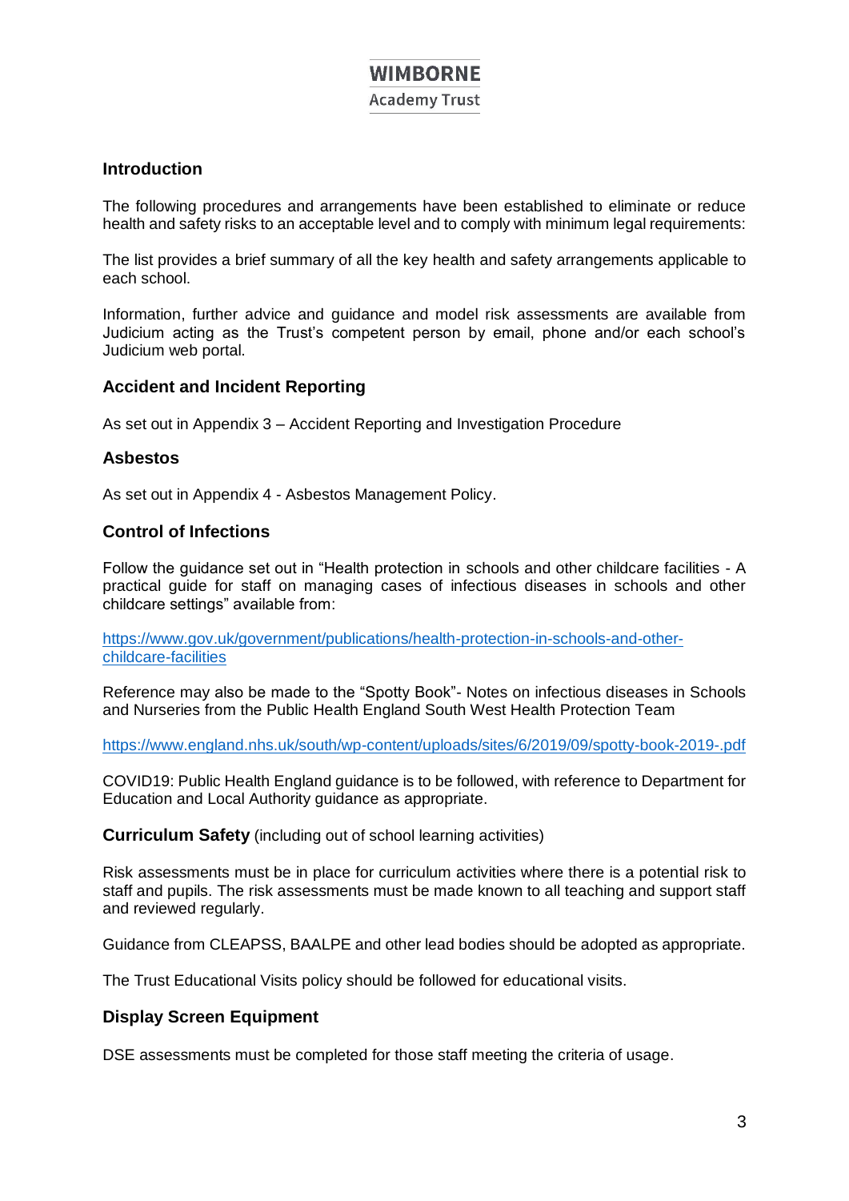## Introduction

The following procedures and arrangements have been established to eliminate or reduce health and safety risks to an acceptable level and to comply with minimum legal requirements:

The list provides a brief summary of all the key health and safety arrangements applicable to each school.

Information, further advice and guidance and model risk assessments are available from Judicium acting as the Trust's competent person by email, phone and/or each school's Judicium web portal.

## Accident and Incident Reporting

As set out in Appendix 3 – Accident Reporting and Investigation Procedure

## Asbestos

As set out in Appendix 4 - Asbestos Management Policy.

## Control of Infections

Follow the guidance set out in "Health protection in schools and other childcare facilities - A practical guide for staff on managing cases of infectious diseases in schools and other childcare settings" available from:

https://www.gov.uk/government/publications/health-protection-in-schools-and-other-childcare-facilities

Reference may also be made to the "Spotty Book"- Notes on infectious diseases in Schools and Nurseries from the Public Health England South West Health Protection Team

https://www.england.nhs.uk/south/wp-content/uploads/sites/6/2019/09/spotty-book-2019-.pdf

COVID19: Public Health England guidance is to be followed, with reference to Department for Education and Local Authority guidance as appropriate.

**Curriculum Safety** (including out of school learning activities)

Risk assessments must be in place for curriculum activities where there is a potential risk to staff and pupils. The risk assessments must be made known to all teaching and support staff and reviewed regularly.

Guidance from CLEAPSS, BAALPE and other lead bodies should be adopted as appropriate.

The Trust Educational Visits policy should be followed for educational visits.

## Display Screen Equipment

DSE assessments must be completed for those staff meeting the criteria of usage.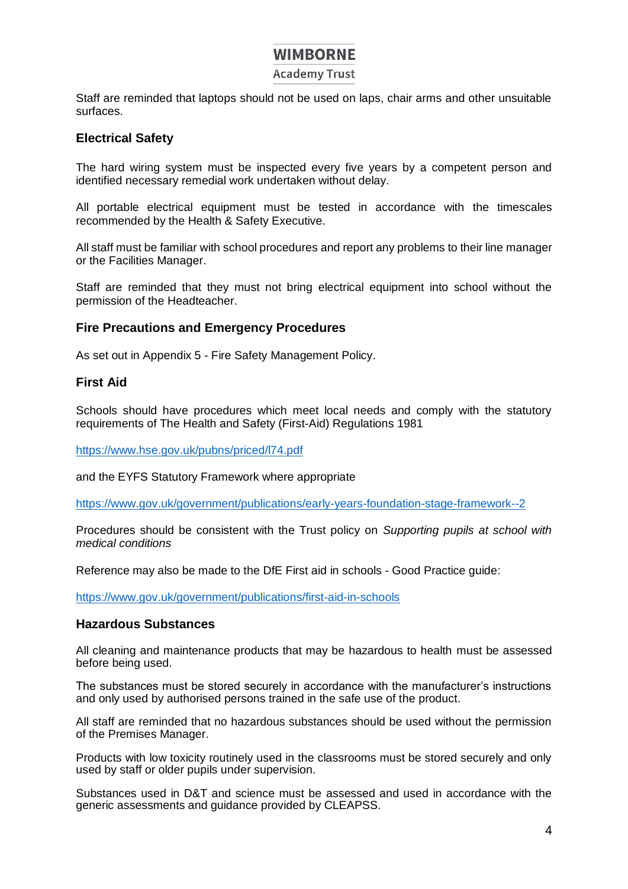Staff are reminded that laptops should not be used on laps, chair arms and other unsuitable surfaces.

## Electrical Safety

The hard wiring system must be inspected every five years by a competent person and identified necessary remedial work undertaken without delay.

All portable electrical equipment must be tested in accordance with the timescales recommended by the Health & Safety Executive.

All staff must be familiar with school procedures and report any problems to their line manager or the Facilities Manager.

Staff are reminded that they must not bring electrical equipment into school without the permission of the Headteacher.

## Fire Precautions and Emergency Procedures

As set out in Appendix 5 - Fire Safety Management Policy.

## First Aid

Schools should have procedures which meet local needs and comply with the statutory requirements of The Health and Safety (First-Aid) Regulations 1981

https://www.hse.gov.uk/pubns/priced/l74.pdf

and the EYFS Statutory Framework where appropriate

https://www.gov.uk/government/publications/early-years-foundation-stage-framework--2

Procedures should be consistent with the Trust policy on *Supporting pupils at school with medical conditions*

Reference may also be made to the DfE First aid in schools - Good Practice guide:

https://www.gov.uk/government/publications/first-aid-in-schools

## Hazardous Substances

All cleaning and maintenance products that may be hazardous to health must be assessed before being used.

The substances must be stored securely in accordance with the manufacturer's instructions and only used by authorised persons trained in the safe use of the product.

All staff are reminded that no hazardous substances should be used without the permission of the Premises Manager.

Products with low toxicity routinely used in the classrooms must be stored securely and only used by staff or older pupils under supervision.

Substances used in D&T and science must be assessed and used in accordance with the generic assessments and guidance provided by CLEAPSS.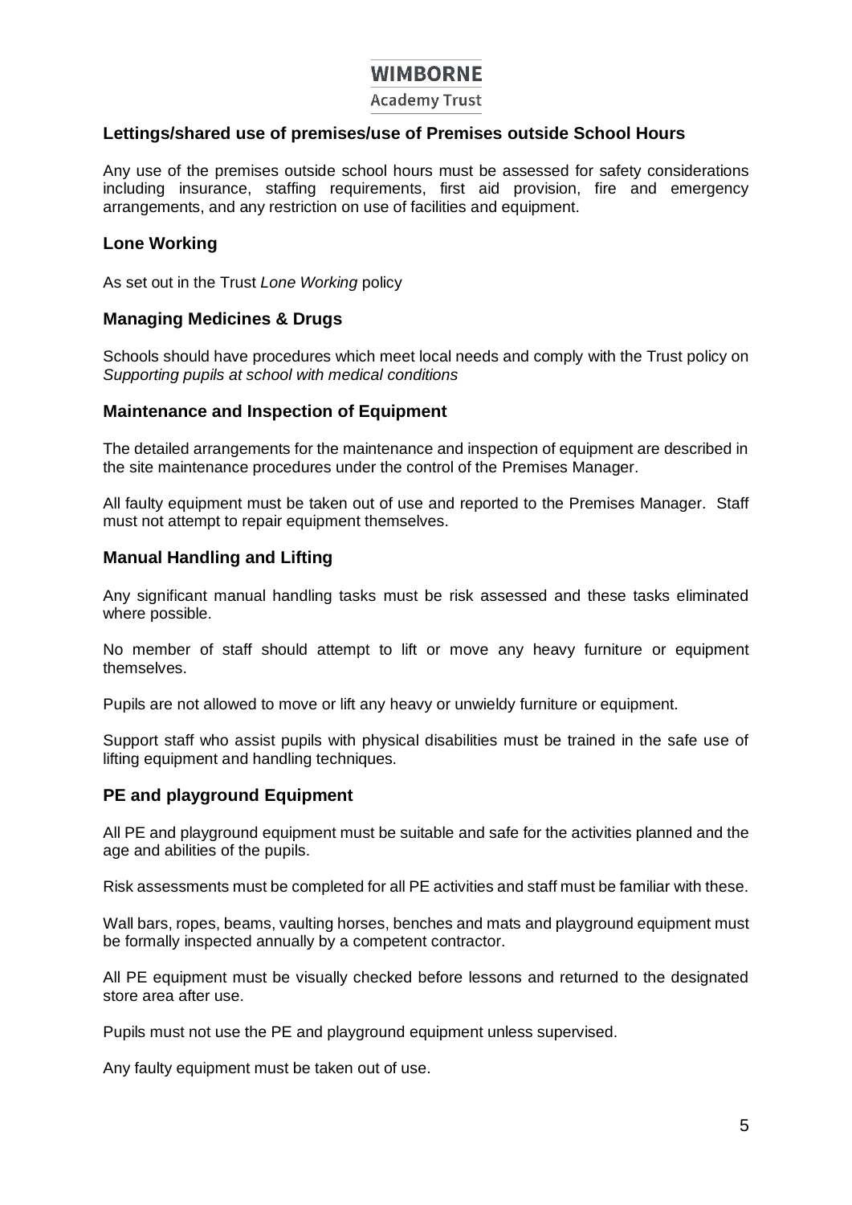## Lettings/shared use of premises/use of Premises outside School Hours

Any use of the premises outside school hours must be assessed for safety considerations including insurance, staffing requirements, first aid provision, fire and emergency arrangements, and any restriction on use of facilities and equipment.

## Lone Working

As set out in the Trust *Lone Working* policy

## Managing Medicines & Drugs

Schools should have procedures which meet local needs and comply with the Trust policy on *Supporting pupils at school with medical conditions*

## Maintenance and Inspection of Equipment

The detailed arrangements for the maintenance and inspection of equipment are described in the site maintenance procedures under the control of the Premises Manager.

All faulty equipment must be taken out of use and reported to the Premises Manager. Staff must not attempt to repair equipment themselves.

## Manual Handling and Lifting

Any significant manual handling tasks must be risk assessed and these tasks eliminated where possible.

No member of staff should attempt to lift or move any heavy furniture or equipment themselves.

Pupils are not allowed to move or lift any heavy or unwieldy furniture or equipment.

Support staff who assist pupils with physical disabilities must be trained in the safe use of lifting equipment and handling techniques.

## PE and playground Equipment

All PE and playground equipment must be suitable and safe for the activities planned and the age and abilities of the pupils.

Risk assessments must be completed for all PE activities and staff must be familiar with these.

Wall bars, ropes, beams, vaulting horses, benches and mats and playground equipment must be formally inspected annually by a competent contractor.

All PE equipment must be visually checked before lessons and returned to the designated store area after use.

Pupils must not use the PE and playground equipment unless supervised.

Any faulty equipment must be taken out of use.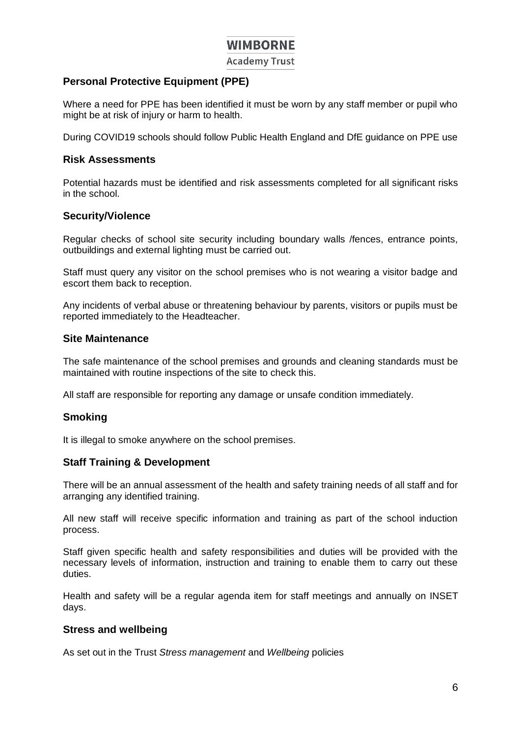## Personal Protective Equipment (PPE)

Where a need for PPE has been identified it must be worn by any staff member or pupil who might be at risk of injury or harm to health.

During COVID19 schools should follow Public Health England and DfE guidance on PPE use

## Risk Assessments

Potential hazards must be identified and risk assessments completed for all significant risks in the school.

## Security/Violence

Regular checks of school site security including boundary walls /fences, entrance points, outbuildings and external lighting must be carried out.

Staff must query any visitor on the school premises who is not wearing a visitor badge and escort them back to reception.

Any incidents of verbal abuse or threatening behaviour by parents, visitors or pupils must be reported immediately to the Headteacher.

## Site Maintenance

The safe maintenance of the school premises and grounds and cleaning standards must be maintained with routine inspections of the site to check this.

All staff are responsible for reporting any damage or unsafe condition immediately.

## Smoking

It is illegal to smoke anywhere on the school premises.

## Staff Training & Development

There will be an annual assessment of the health and safety training needs of all staff and for arranging any identified training.

All new staff will receive specific information and training as part of the school induction process.

Staff given specific health and safety responsibilities and duties will be provided with the necessary levels of information, instruction and training to enable them to carry out these duties.

Health and safety will be a regular agenda item for staff meetings and annually on INSET days.

## Stress and wellbeing

As set out in the Trust *Stress management* and *Wellbeing* policies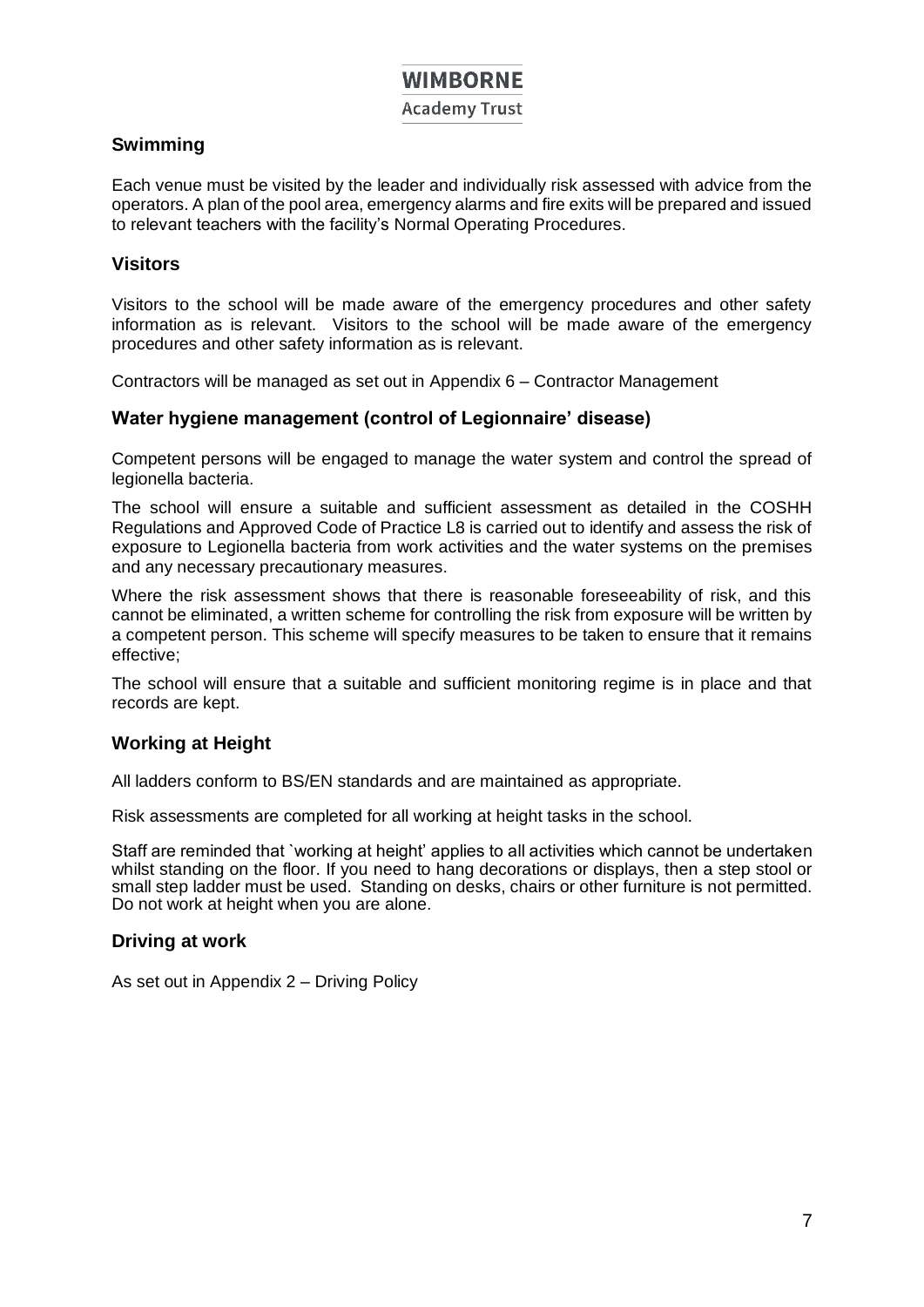## Swimming

Each venue must be visited by the leader and individually risk assessed with advice from the operators. A plan of the pool area, emergency alarms and fire exits will be prepared and issued to relevant teachers with the facility's Normal Operating Procedures.

## Visitors

Visitors to the school will be made aware of the emergency procedures and other safety information as is relevant. Visitors to the school will be made aware of the emergency procedures and other safety information as is relevant.

Contractors will be managed as set out in Appendix 6 – Contractor Management

## Water hygiene management (control of Legionnaire' disease)

Competent persons will be engaged to manage the water system and control the spread of legionella bacteria.

The school will ensure a suitable and sufficient assessment as detailed in the COSHH Regulations and Approved Code of Practice L8 is carried out to identify and assess the risk of exposure to Legionella bacteria from work activities and the water systems on the premises and any necessary precautionary measures.

Where the risk assessment shows that there is reasonable foreseeability of risk, and this cannot be eliminated, a written scheme for controlling the risk from exposure will be written by a competent person. This scheme will specify measures to be taken to ensure that it remains effective;

The school will ensure that a suitable and sufficient monitoring regime is in place and that records are kept.

## Working at Height

All ladders conform to BS/EN standards and are maintained as appropriate.

Risk assessments are completed for all working at height tasks in the school.

Staff are reminded that `working at height' applies to all activities which cannot be undertaken whilst standing on the floor. If you need to hang decorations or displays, then a step stool or small step ladder must be used. Standing on desks, chairs or other furniture is not permitted. Do not work at height when you are alone.

## Driving at work

As set out in Appendix 2 – Driving Policy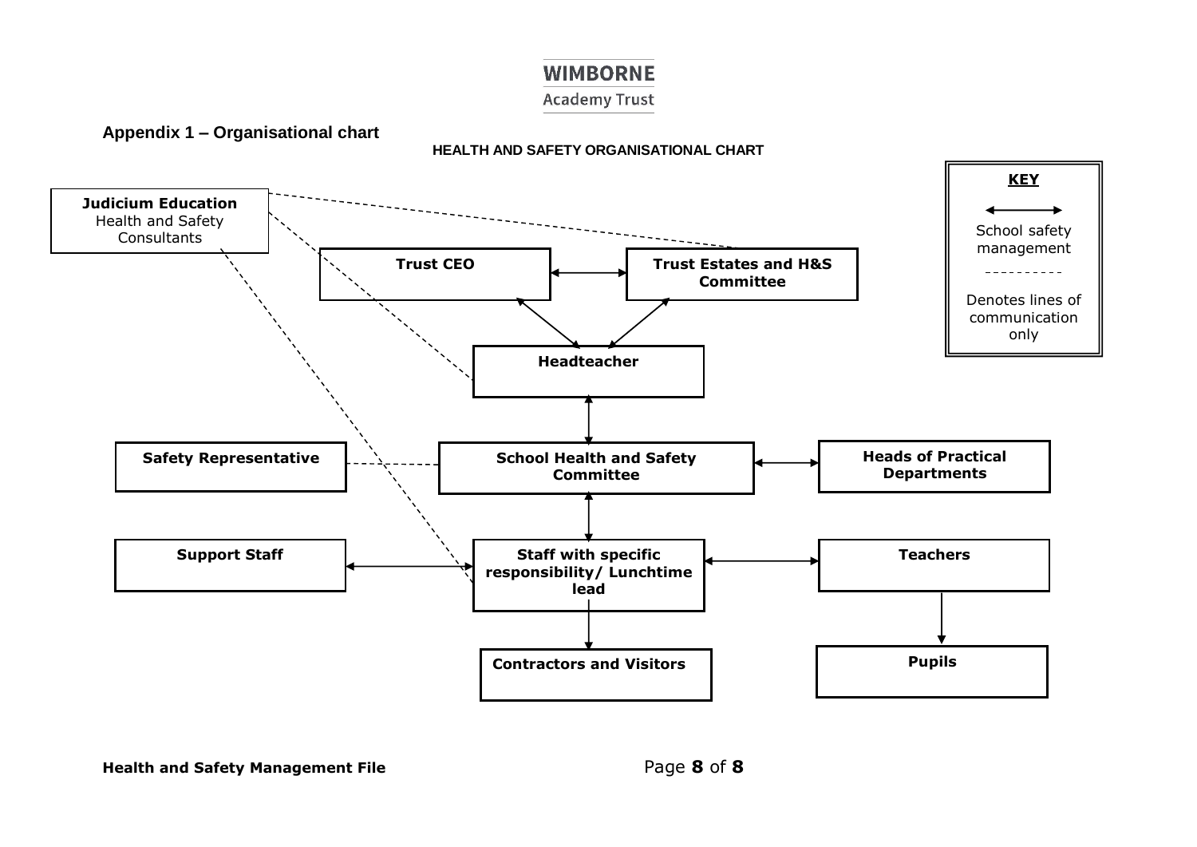WIMBORNE
Academy Trust

## Appendix 1 – Organisational chart

### HEALTH AND SAFETY ORGANISATIONAL CHART

**Judicium Education**
Health and Safety Consultants

**Trust CEO**

**Trust Estates and H&S Committee**

**Headteacher**

**Safety Representative**

**School Health and Safety Committee**

**Heads of Practical Departments**

**Support Staff**

**Staff with specific responsibility/ Lunchtime lead**

**Teachers**

**Contractors and Visitors**

**Pupils**

**KEY**

↔ School safety management

- - - - - - - - - Denotes lines of communication only